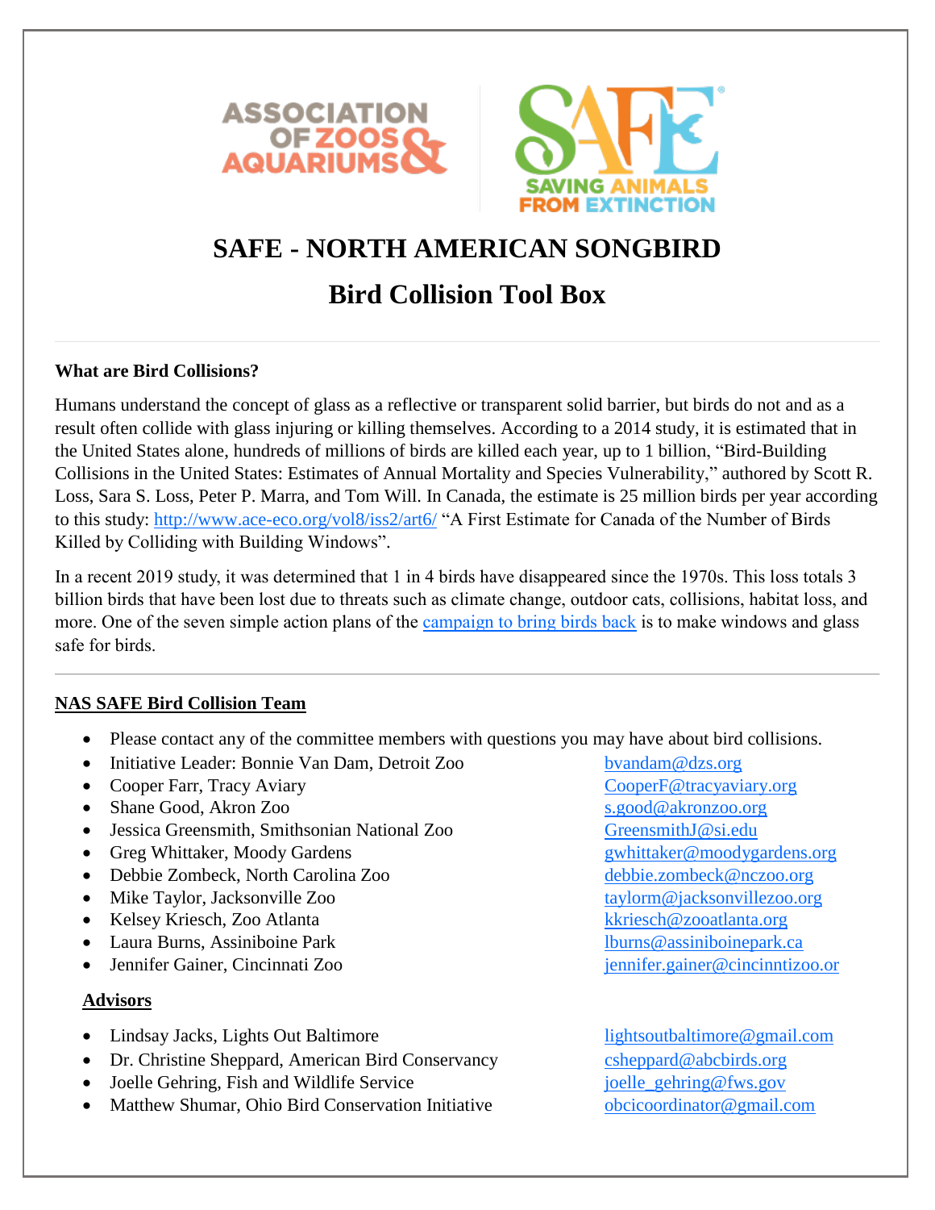# SAFE - NORTH AMERICAN SONGBIRD

## Bird Collision Tool Box

---

**What are Bird Collisions?**

Humans understand the concept of glass as a reflective or transparent solid barrier, but birds do not and as a result often collide with glass injuring or killing themselves. According to a 2014 study, it is estimated that in the United States alone, hundreds of millions of birds are killed each year, up to 1 billion, "Bird-Building Collisions in the United States: Estimates of Annual Mortality and Species Vulnerability," authored by Scott R. Loss, Sara S. Loss, Peter P. Marra, and Tom Will. In Canada, the estimate is 25 million birds per year according to this study: http://www.ace-eco.org/vol8/iss2/art6/ "A First Estimate for Canada of the Number of Birds Killed by Colliding with Building Windows".

In a recent 2019 study, it was determined that 1 in 4 birds have disappeared since the 1970s. This loss totals 3 billion birds that have been lost due to threats such as climate change, outdoor cats, collisions, habitat loss, and more. One of the seven simple action plans of the campaign to bring birds back is to make windows and glass safe for birds.

---

**NAS SAFE Bird Collision Team**

- Please contact any of the committee members with questions you may have about bird collisions.
- Initiative Leader: Bonnie Van Dam, Detroit Zoo — bvandam@dzs.org
- Cooper Farr, Tracy Aviary — CooperF@tracyaviary.org
- Shane Good, Akron Zoo — s.good@akronzoo.org
- Jessica Greensmith, Smithsonian National Zoo — GreensmithJ@si.edu
- Greg Whittaker, Moody Gardens — gwhittaker@moodygardens.org
- Debbie Zombeck, North Carolina Zoo — debbie.zombeck@nczoo.org
- Mike Taylor, Jacksonville Zoo — taylorm@jacksonvillezoo.org
- Kelsey Kriesch, Zoo Atlanta — kkriesch@zooatlanta.org
- Laura Burns, Assiniboine Park — lburns@assiniboinepark.ca
- Jennifer Gainer, Cincinnati Zoo — jennifer.gainer@cincinntizoo.or

**Advisors**

- Lindsay Jacks, Lights Out Baltimore — lightsoutbaltimore@gmail.com
- Dr. Christine Sheppard, American Bird Conservancy — csheppard@abcbirds.org
- Joelle Gehring, Fish and Wildlife Service — joelle_gehring@fws.gov
- Matthew Shumar, Ohio Bird Conservation Initiative — obcicoordinator@gmail.com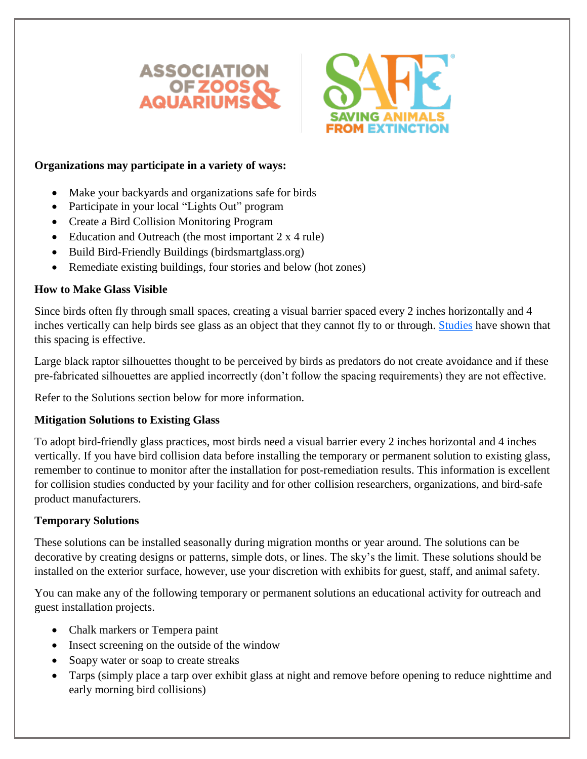**Organizations may participate in a variety of ways:**

- Make your backyards and organizations safe for birds
- Participate in your local "Lights Out" program
- Create a Bird Collision Monitoring Program
- Education and Outreach (the most important 2 x 4 rule)
- Build Bird-Friendly Buildings (birdsmartglass.org)
- Remediate existing buildings, four stories and below (hot zones)

**How to Make Glass Visible**

Since birds often fly through small spaces, creating a visual barrier spaced every 2 inches horizontally and 4 inches vertically can help birds see glass as an object that they cannot fly to or through. Studies have shown that this spacing is effective.

Large black raptor silhouettes thought to be perceived by birds as predators do not create avoidance and if these pre-fabricated silhouettes are applied incorrectly (don't follow the spacing requirements) they are not effective.

Refer to the Solutions section below for more information.

**Mitigation Solutions to Existing Glass**

To adopt bird-friendly glass practices, most birds need a visual barrier every 2 inches horizontal and 4 inches vertically. If you have bird collision data before installing the temporary or permanent solution to existing glass, remember to continue to monitor after the installation for post-remediation results. This information is excellent for collision studies conducted by your facility and for other collision researchers, organizations, and bird-safe product manufacturers.

**Temporary Solutions**

These solutions can be installed seasonally during migration months or year around. The solutions can be decorative by creating designs or patterns, simple dots, or lines. The sky's the limit. These solutions should be installed on the exterior surface, however, use your discretion with exhibits for guest, staff, and animal safety.

You can make any of the following temporary or permanent solutions an educational activity for outreach and guest installation projects.

- Chalk markers or Tempera paint
- Insect screening on the outside of the window
- Soapy water or soap to create streaks
- Tarps (simply place a tarp over exhibit glass at night and remove before opening to reduce nighttime and early morning bird collisions)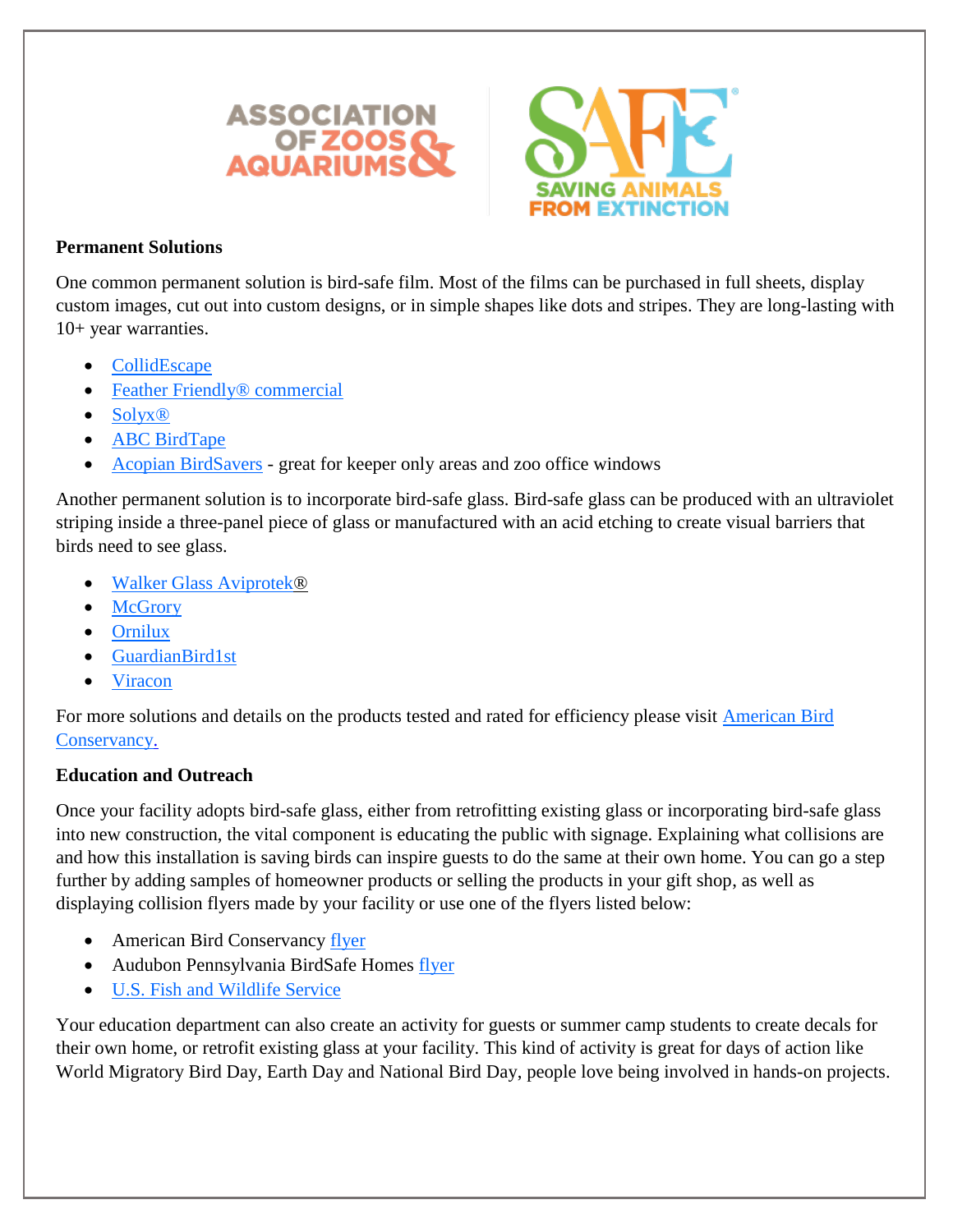**Permanent Solutions**

One common permanent solution is bird-safe film. Most of the films can be purchased in full sheets, display custom images, cut out into custom designs, or in simple shapes like dots and stripes. They are long-lasting with 10+ year warranties.

- CollidEscape
- Feather Friendly® commercial
- Solyx®
- ABC BirdTape
- Acopian BirdSavers - great for keeper only areas and zoo office windows

Another permanent solution is to incorporate bird-safe glass. Bird-safe glass can be produced with an ultraviolet striping inside a three-panel piece of glass or manufactured with an acid etching to create visual barriers that birds need to see glass.

- Walker Glass Aviprotek®
- McGrory
- Ornilux
- GuardianBird1st
- Viracon

For more solutions and details on the products tested and rated for efficiency please visit American Bird Conservancy.

**Education and Outreach**

Once your facility adopts bird-safe glass, either from retrofitting existing glass or incorporating bird-safe glass into new construction, the vital component is educating the public with signage. Explaining what collisions are and how this installation is saving birds can inspire guests to do the same at their own home. You can go a step further by adding samples of homeowner products or selling the products in your gift shop, as well as displaying collision flyers made by your facility or use one of the flyers listed below:

- American Bird Conservancy flyer
- Audubon Pennsylvania BirdSafe Homes flyer
- U.S. Fish and Wildlife Service

Your education department can also create an activity for guests or summer camp students to create decals for their own home, or retrofit existing glass at your facility. This kind of activity is great for days of action like World Migratory Bird Day, Earth Day and National Bird Day, people love being involved in hands-on projects.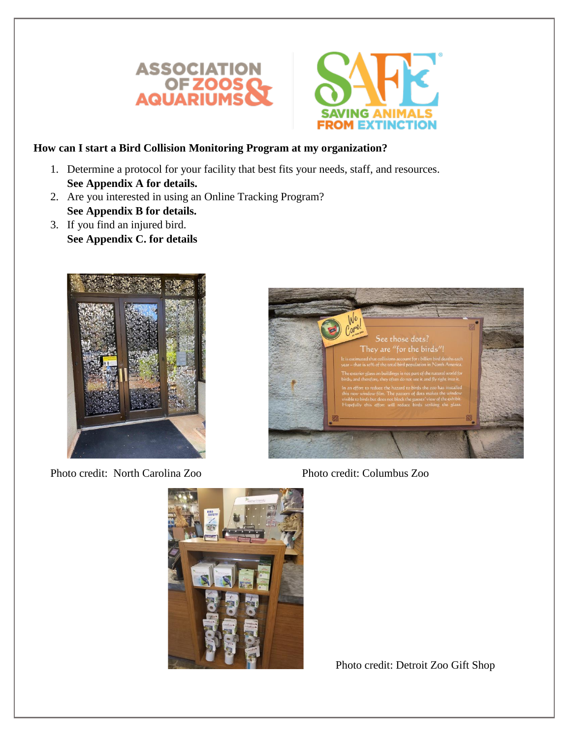## How can I start a Bird Collision Monitoring Program at my organization?

1. Determine a protocol for your facility that best fits your needs, staff, and resources.
   **See Appendix A for details.**
2. Are you interested in using an Online Tracking Program?
   **See Appendix B for details.**
3. If you find an injured bird.
   **See Appendix C. for details**

Photo credit: North Carolina Zoo

Photo credit: Columbus Zoo

Photo credit: Detroit Zoo Gift Shop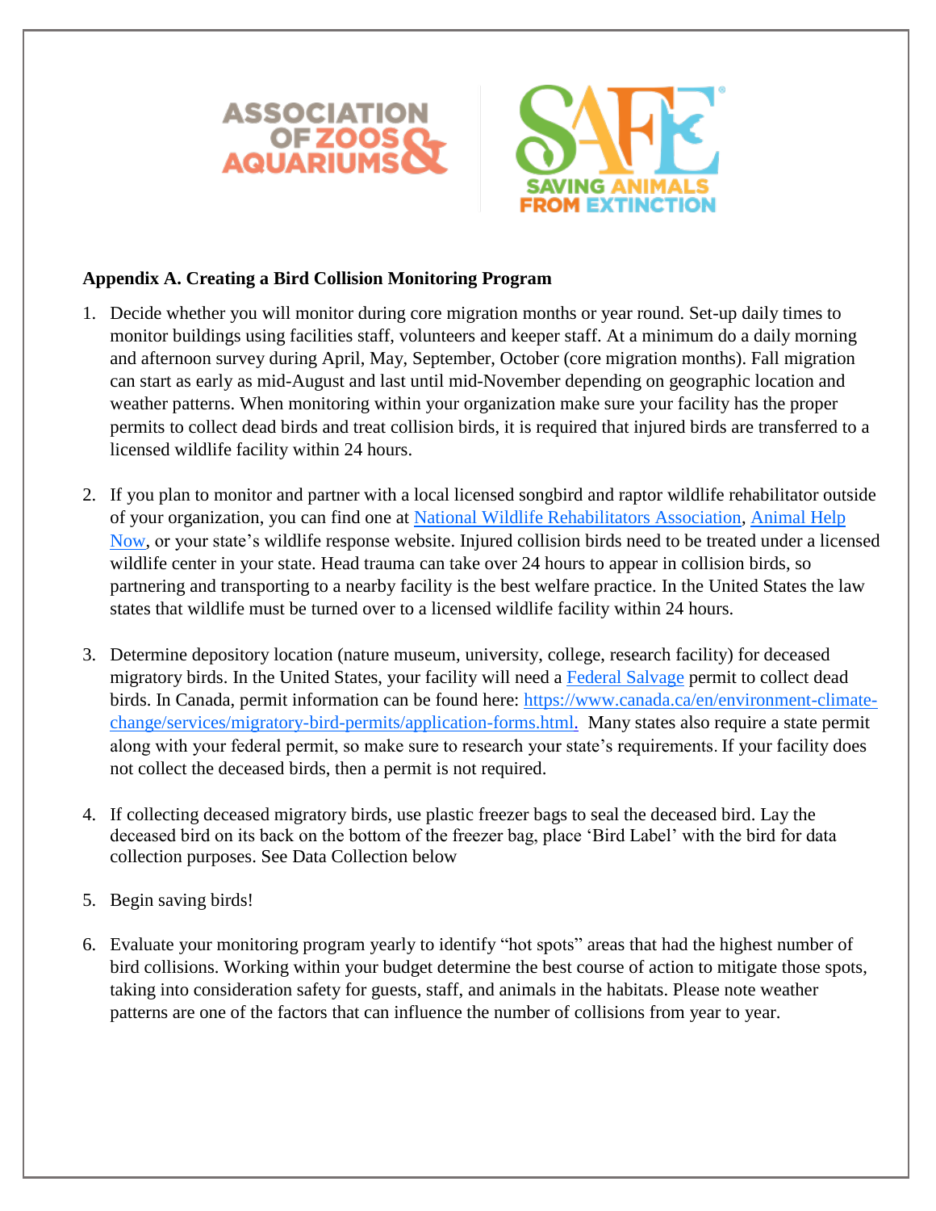**Appendix A. Creating a Bird Collision Monitoring Program**

1. Decide whether you will monitor during core migration months or year round. Set-up daily times to monitor buildings using facilities staff, volunteers and keeper staff. At a minimum do a daily morning and afternoon survey during April, May, September, October (core migration months). Fall migration can start as early as mid-August and last until mid-November depending on geographic location and weather patterns. When monitoring within your organization make sure your facility has the proper permits to collect dead birds and treat collision birds, it is required that injured birds are transferred to a licensed wildlife facility within 24 hours.

2. If you plan to monitor and partner with a local licensed songbird and raptor wildlife rehabilitator outside of your organization, you can find one at [National Wildlife Rehabilitators Association](), [Animal Help Now](), or your state's wildlife response website. Injured collision birds need to be treated under a licensed wildlife center in your state. Head trauma can take over 24 hours to appear in collision birds, so partnering and transporting to a nearby facility is the best welfare practice. In the United States the law states that wildlife must be turned over to a licensed wildlife facility within 24 hours.

3. Determine depository location (nature museum, university, college, research facility) for deceased migratory birds. In the United States, your facility will need a [Federal Salvage]() permit to collect dead birds. In Canada, permit information can be found here: https://www.canada.ca/en/environment-climate-change/services/migratory-bird-permits/application-forms.html. Many states also require a state permit along with your federal permit, so make sure to research your state's requirements. If your facility does not collect the deceased birds, then a permit is not required.

4. If collecting deceased migratory birds, use plastic freezer bags to seal the deceased bird. Lay the deceased bird on its back on the bottom of the freezer bag, place 'Bird Label' with the bird for data collection purposes. See Data Collection below

5. Begin saving birds!

6. Evaluate your monitoring program yearly to identify "hot spots" areas that had the highest number of bird collisions. Working within your budget determine the best course of action to mitigate those spots, taking into consideration safety for guests, staff, and animals in the habitats. Please note weather patterns are one of the factors that can influence the number of collisions from year to year.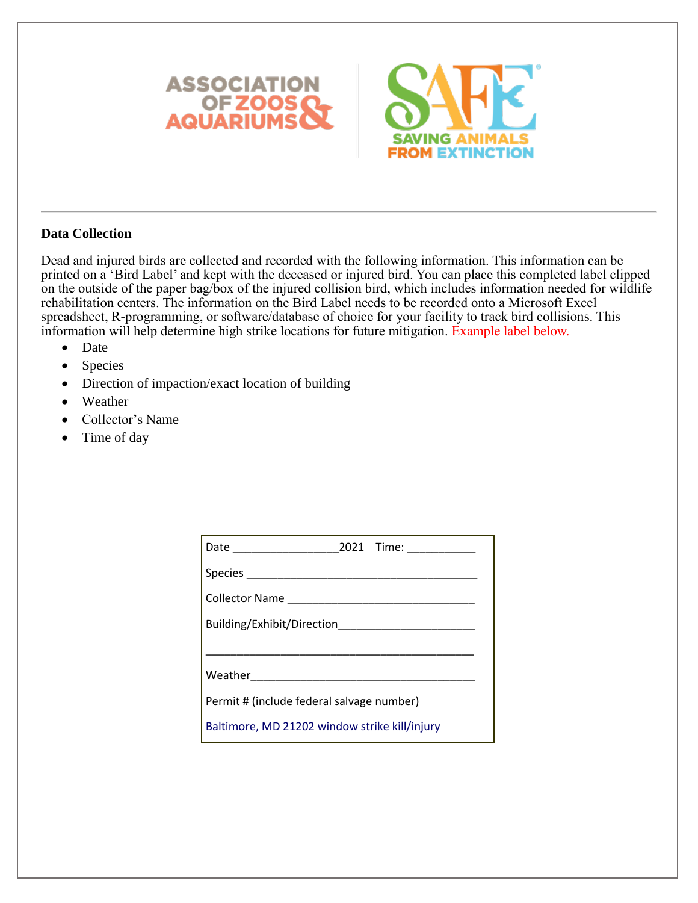ASSOCIATION OF ZOOS & AQUARIUMS

SAFE SAVING ANIMALS FROM EXTINCTION

---

**Data Collection**

Dead and injured birds are collected and recorded with the following information. This information can be printed on a 'Bird Label' and kept with the deceased or injured bird. You can place this completed label clipped on the outside of the paper bag/box of the injured collision bird, which includes information needed for wildlife rehabilitation centers. The information on the Bird Label needs to be recorded onto a Microsoft Excel spreadsheet, R-programming, or software/database of choice for your facility to track bird collisions. This information will help determine high strike locations for future mitigation. Example label below.

- Date
- Species
- Direction of impaction/exact location of building
- Weather
- Collector's Name
- Time of day

Date ________________2021 Time: __________

Species ___________________________________

Collector Name _____________________________

Building/Exhibit/Direction_____________________

___________________________________________

Weather___________________________________

Permit # (include federal salvage number)

Baltimore, MD 21202 window strike kill/injury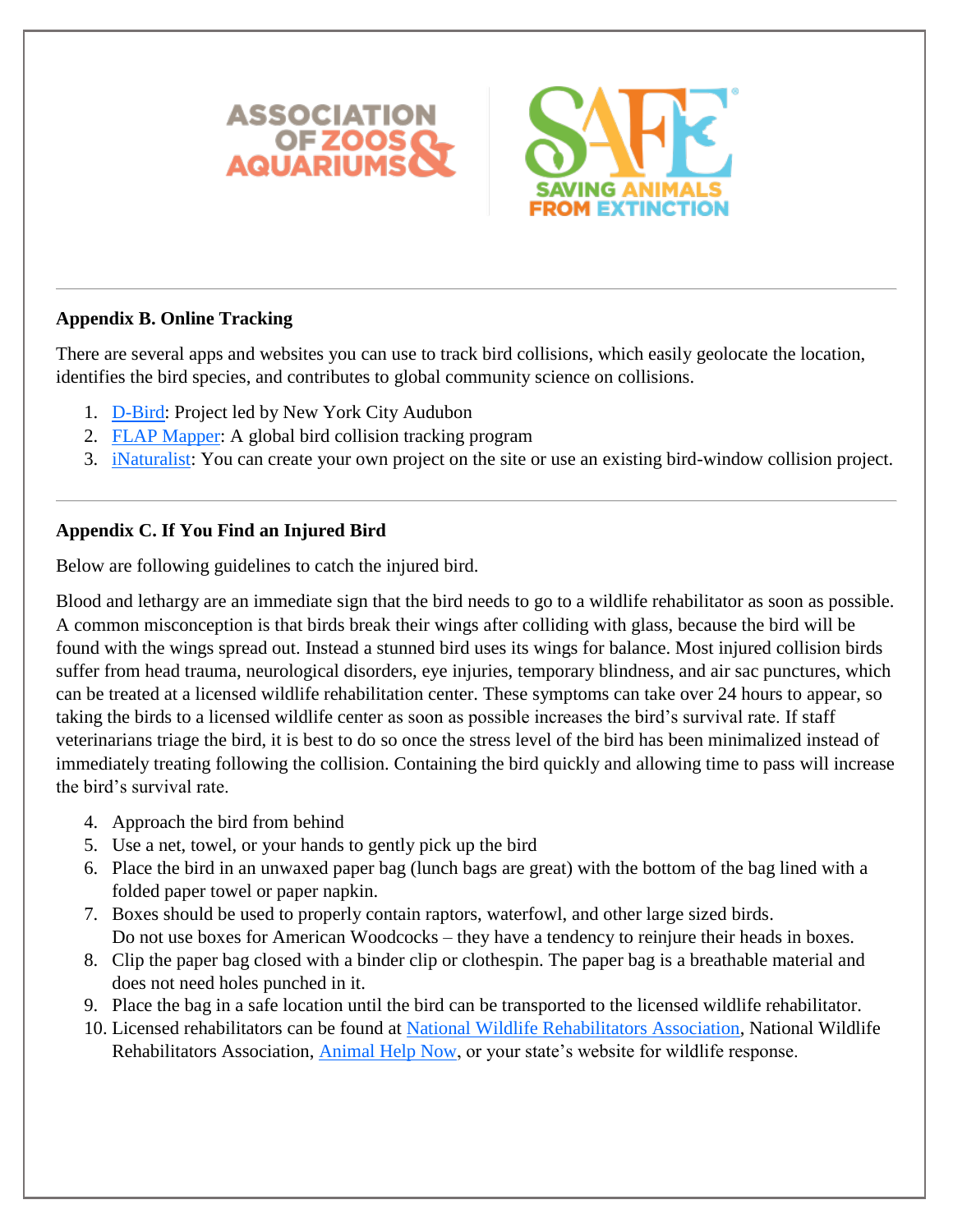## Appendix B. Online Tracking

There are several apps and websites you can use to track bird collisions, which easily geolocate the location, identifies the bird species, and contributes to global community science on collisions.

1. D-Bird: Project led by New York City Audubon
2. FLAP Mapper: A global bird collision tracking program
3. iNaturalist: You can create your own project on the site or use an existing bird-window collision project.

## Appendix C. If You Find an Injured Bird

Below are following guidelines to catch the injured bird.

Blood and lethargy are an immediate sign that the bird needs to go to a wildlife rehabilitator as soon as possible. A common misconception is that birds break their wings after colliding with glass, because the bird will be found with the wings spread out. Instead a stunned bird uses its wings for balance. Most injured collision birds suffer from head trauma, neurological disorders, eye injuries, temporary blindness, and air sac punctures, which can be treated at a licensed wildlife rehabilitation center. These symptoms can take over 24 hours to appear, so taking the birds to a licensed wildlife center as soon as possible increases the bird's survival rate. If staff veterinarians triage the bird, it is best to do so once the stress level of the bird has been minimalized instead of immediately treating following the collision. Containing the bird quickly and allowing time to pass will increase the bird's survival rate.

4. Approach the bird from behind
5. Use a net, towel, or your hands to gently pick up the bird
6. Place the bird in an unwaxed paper bag (lunch bags are great) with the bottom of the bag lined with a folded paper towel or paper napkin.
7. Boxes should be used to properly contain raptors, waterfowl, and other large sized birds. Do not use boxes for American Woodcocks – they have a tendency to reinjure their heads in boxes.
8. Clip the paper bag closed with a binder clip or clothespin. The paper bag is a breathable material and does not need holes punched in it.
9. Place the bag in a safe location until the bird can be transported to the licensed wildlife rehabilitator.
10. Licensed rehabilitators can be found at National Wildlife Rehabilitators Association, National Wildlife Rehabilitators Association, Animal Help Now, or your state's website for wildlife response.